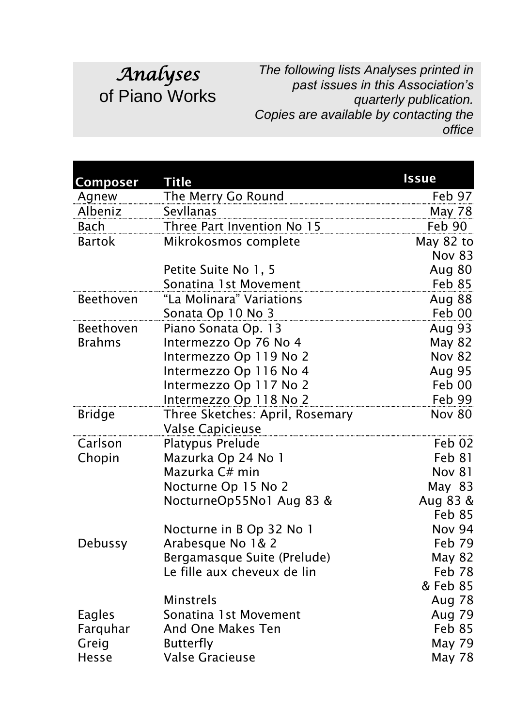# *Analyses* of Piano Works

*The following lists Analyses printed in past issues in this Association's quarterly publication. Copies are available by contacting the office*

| Composer | Title | Issue |
|---|---|---|
| Agnew | The Merry Go Round | Feb 97 |
| Albeniz | Sevllanas | May 78 |
| Bach | Three Part Invention No 15 | Feb 90 |
| Bartok | Mikrokosmos complete | May 82 to Nov 83 |
| | Petite Suite No 1, 5 | Aug 80 |
| | Sonatina 1st Movement | Feb 85 |
| Beethoven | "La Molinara" Variations | Aug 88 |
| | Sonata Op 10 No 3 | Feb 00 |
| Beethoven | Piano Sonata Op. 13 | Aug 93 |
| Brahms | Intermezzo Op 76 No 4 | May 82 |
| | Intermezzo Op 119 No 2 | Nov 82 |
| | Intermezzo Op 116 No 4 | Aug 95 |
| | Intermezzo Op 117 No 2 | Feb 00 |
| | Intermezzo Op 118 No 2 | Feb 99 |
| Bridge | Three Sketches: April, Rosemary Valse Capicieuse | Nov 80 |
| Carlson | Platypus Prelude | Feb 02 |
| Chopin | Mazurka Op 24 No 1 | Feb 81 |
| | Mazurka C# min | Nov 81 |
| | Nocturne Op 15 No 2 | May 83 |
| | NocturneOp55No1 Aug 83 & | Aug 83 & Feb 85 |
| | Nocturne in B Op 32 No 1 | Nov 94 |
| Debussy | Arabesque No 1& 2 | Feb 79 |
| | Bergamasque Suite (Prelude) | May 82 |
| | Le fille aux cheveux de lin | Feb 78 & Feb 85 |
| | Minstrels | Aug 78 |
| Eagles | Sonatina 1st Movement | Aug 79 |
| Farquhar | And One Makes Ten | Feb 85 |
| Greig | Butterfly | May 79 |
| Hesse | Valse Gracieuse | May 78 |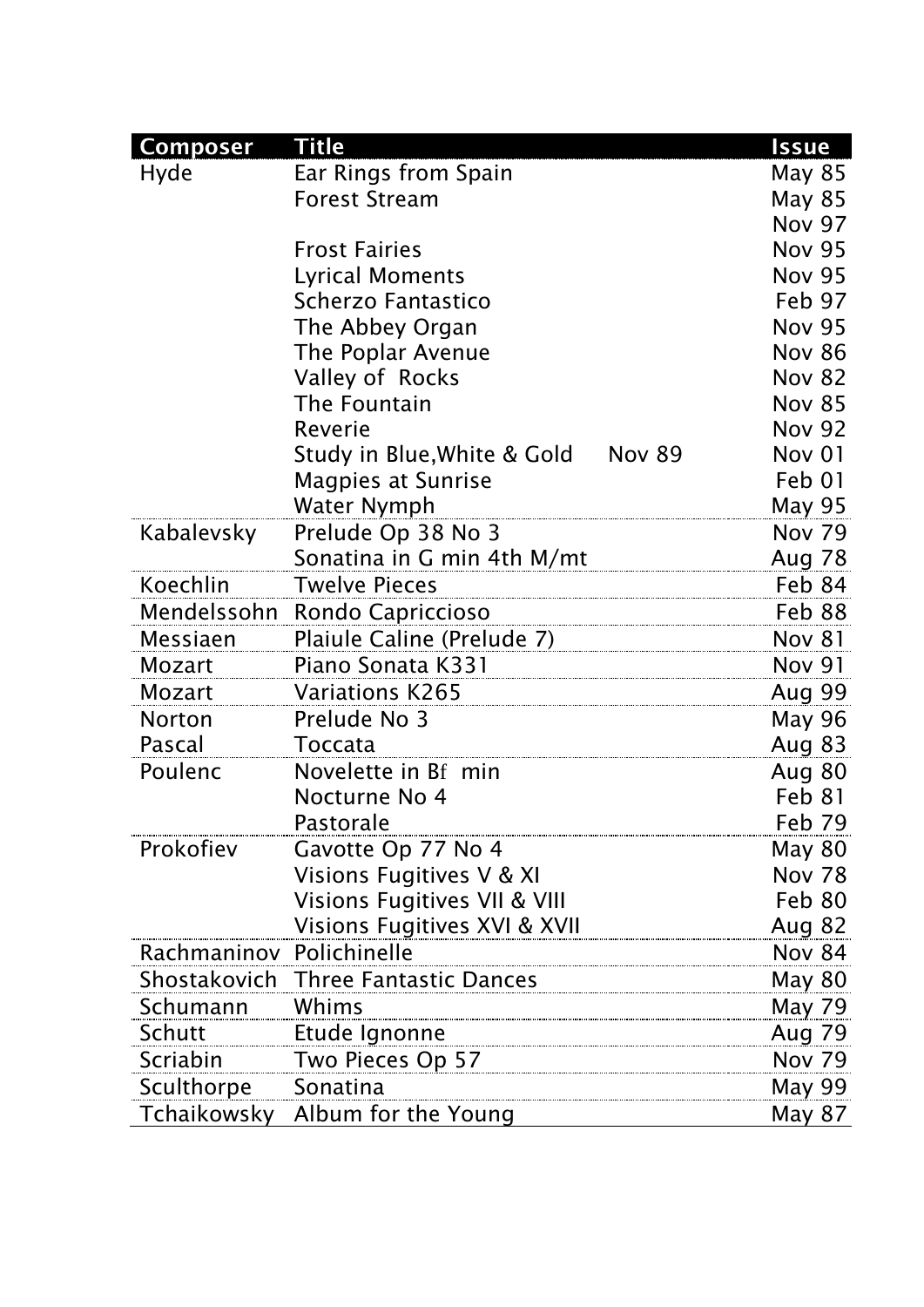| Composer | Title | Issue |
|---|---|---|
| Hyde | Ear Rings from Spain | May 85 |
| | Forest Stream | May 85 |
| | | Nov 97 |
| | Frost Fairies | Nov 95 |
| | Lyrical Moments | Nov 95 |
| | Scherzo Fantastico | Feb 97 |
| | The Abbey Organ | Nov 95 |
| | The Poplar Avenue | Nov 86 |
| | Valley of  Rocks | Nov 82 |
| | The Fountain | Nov 85 |
| | Reverie | Nov 92 |
| | Study in Blue,White & Gold     Nov 89 | Nov 01 |
| | Magpies at Sunrise | Feb 01 |
| | Water Nymph | May 95 |
| Kabalevsky | Prelude Op 38 No 3 | Nov 79 |
| | Sonatina in G min 4th M/mt | Aug 78 |
| Koechlin | Twelve Pieces | Feb 84 |
| Mendelssohn | Rondo Capriccioso | Feb 88 |
| Messiaen | Plaiule Caline (Prelude 7) | Nov 81 |
| Mozart | Piano Sonata K331 | Nov 91 |
| Mozart | Variations K265 | Aug 99 |
| Norton | Prelude No 3 | May 96 |
| Pascal | Toccata | Aug 83 |
| Poulenc | Novelette in Bf  min | Aug 80 |
| | Nocturne No 4 | Feb 81 |
| | Pastorale | Feb 79 |
| Prokofiev | Gavotte Op 77 No 4 | May 80 |
| | Visions Fugitives V & XI | Nov 78 |
| | Visions Fugitives VII & VIII | Feb 80 |
| | Visions Fugitives XVI & XVII | Aug 82 |
| Rachmaninov | Polichinelle | Nov 84 |
| Shostakovich | Three Fantastic Dances | May 80 |
| Schumann | Whims | May 79 |
| Schutt | Etude Ignonne | Aug 79 |
| Scriabin | Two Pieces Op 57 | Nov 79 |
| Sculthorpe | Sonatina | May 99 |
| Tchaikowsky | Album for the Young | May 87 |